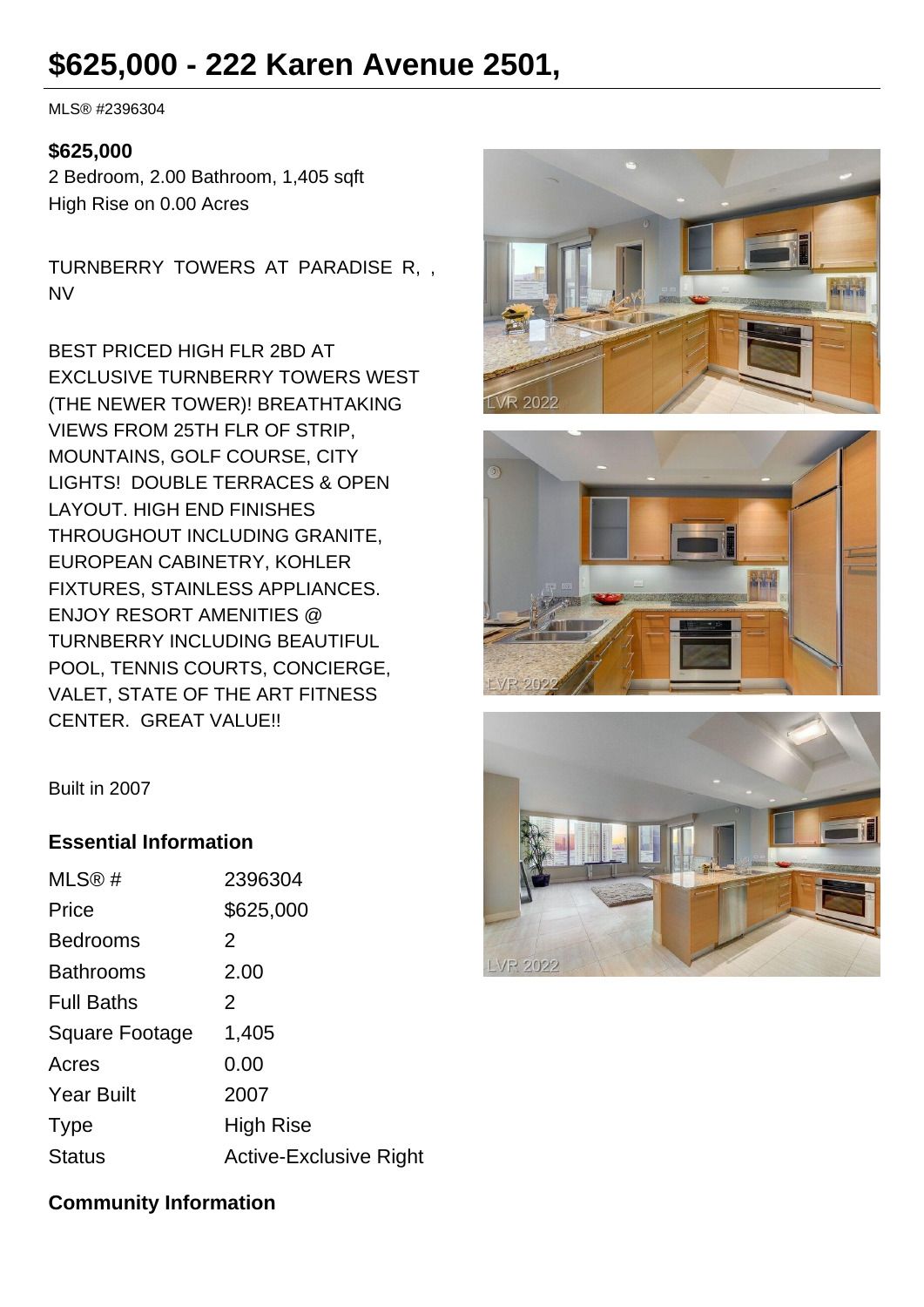# $625,000 - 222 Karen Avenue 2501,

MLS® #2396304

**$625,000**
2 Bedroom, 2.00 Bathroom, 1,405 sqft
High Rise on 0.00 Acres

TURNBERRY TOWERS AT PARADISE R, , NV

BEST PRICED HIGH FLR 2BD AT EXCLUSIVE TURNBERRY TOWERS WEST (THE NEWER TOWER)! BREATHTAKING VIEWS FROM 25TH FLR OF STRIP, MOUNTAINS, GOLF COURSE, CITY LIGHTS! DOUBLE TERRACES & OPEN LAYOUT. HIGH END FINISHES THROUGHOUT INCLUDING GRANITE, EUROPEAN CABINETRY, KOHLER FIXTURES, STAINLESS APPLIANCES. ENJOY RESORT AMENITIES @ TURNBERRY INCLUDING BEAUTIFUL POOL, TENNIS COURTS, CONCIERGE, VALET, STATE OF THE ART FITNESS CENTER. GREAT VALUE!!

Built in 2007

### Essential Information

| | |
|---|---|
| MLS® # | 2396304 |
| Price | $625,000 |
| Bedrooms | 2 |
| Bathrooms | 2.00 |
| Full Baths | 2 |
| Square Footage | 1,405 |
| Acres | 0.00 |
| Year Built | 2007 |
| Type | High Rise |
| Status | Active-Exclusive Right |

### Community Information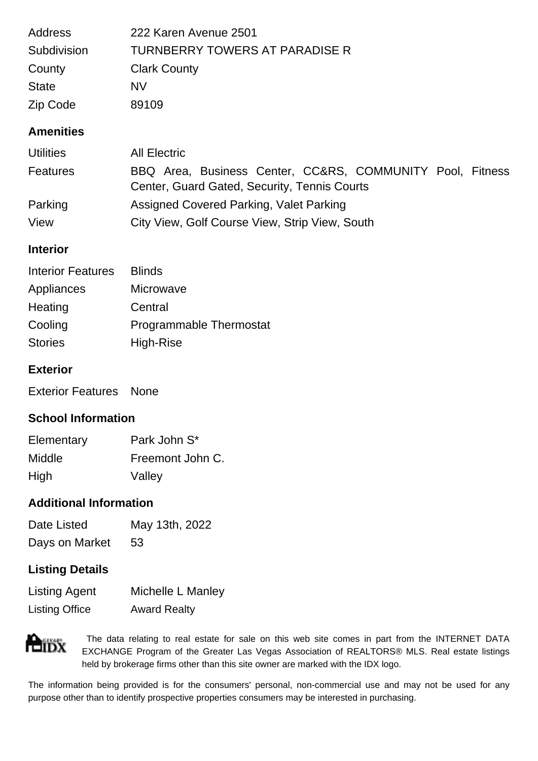| | |
|---|---|
| Address | 222 Karen Avenue 2501 |
| Subdivision | TURNBERRY TOWERS AT PARADISE R |
| County | Clark County |
| State | NV |
| Zip Code | 89109 |

## Amenities

| | |
|---|---|
| Utilities | All Electric |
| Features | BBQ Area, Business Center, CC&RS, COMMUNITY Pool, Fitness Center, Guard Gated, Security, Tennis Courts |
| Parking | Assigned Covered Parking, Valet Parking |
| View | City View, Golf Course View, Strip View, South |

## Interior

| | |
|---|---|
| Interior Features | Blinds |
| Appliances | Microwave |
| Heating | Central |
| Cooling | Programmable Thermostat |
| Stories | High-Rise |

## Exterior

| | |
|---|---|
| Exterior Features | None |

## School Information

| | |
|---|---|
| Elementary | Park John S* |
| Middle | Freemont John C. |
| High | Valley |

## Additional Information

| | |
|---|---|
| Date Listed | May 13th, 2022 |
| Days on Market | 53 |

## Listing Details

| | |
|---|---|
| Listing Agent | Michelle L Manley |
| Listing Office | Award Realty |

The data relating to real estate for sale on this web site comes in part from the INTERNET DATA EXCHANGE Program of the Greater Las Vegas Association of REALTORS® MLS. Real estate listings held by brokerage firms other than this site owner are marked with the IDX logo.

The information being provided is for the consumers' personal, non-commercial use and may not be used for any purpose other than to identify prospective properties consumers may be interested in purchasing.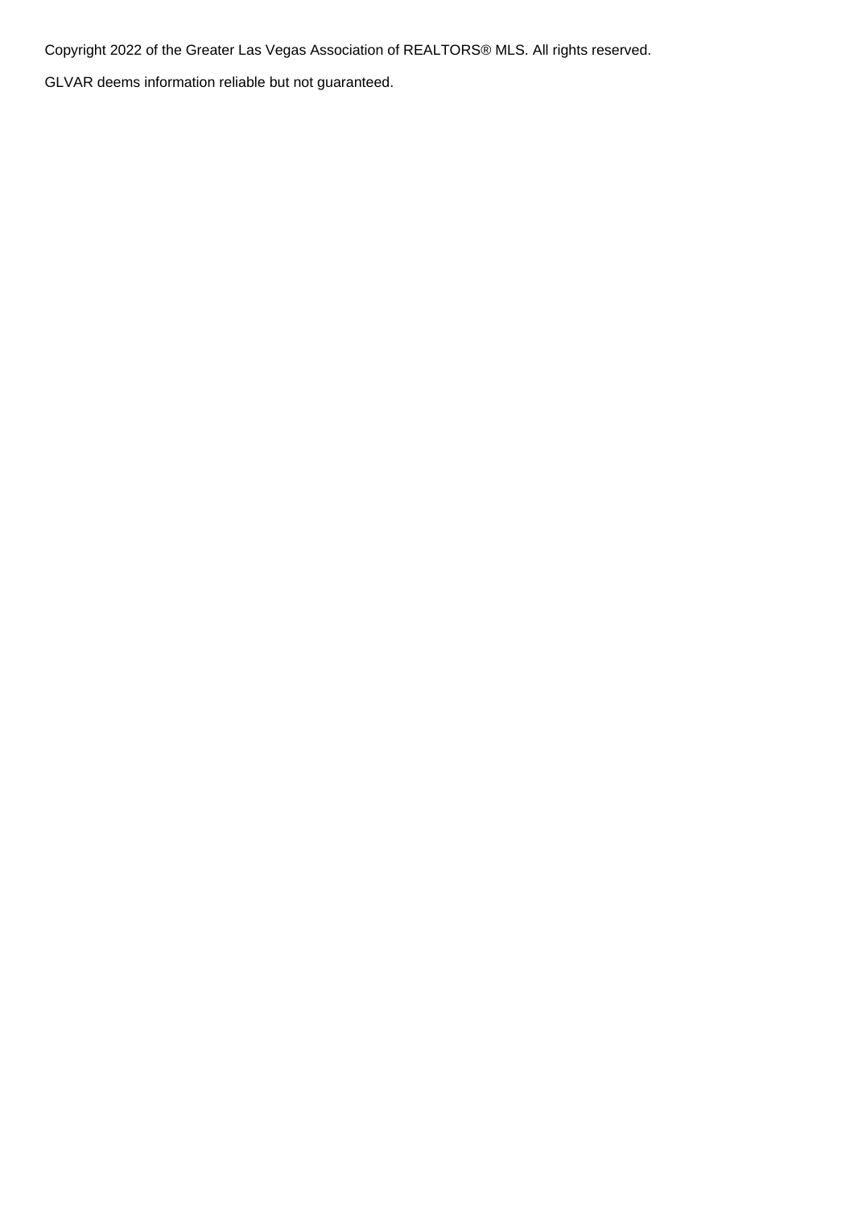Copyright 2022 of the Greater Las Vegas Association of REALTORS® MLS. All rights reserved.

GLVAR deems information reliable but not guaranteed.